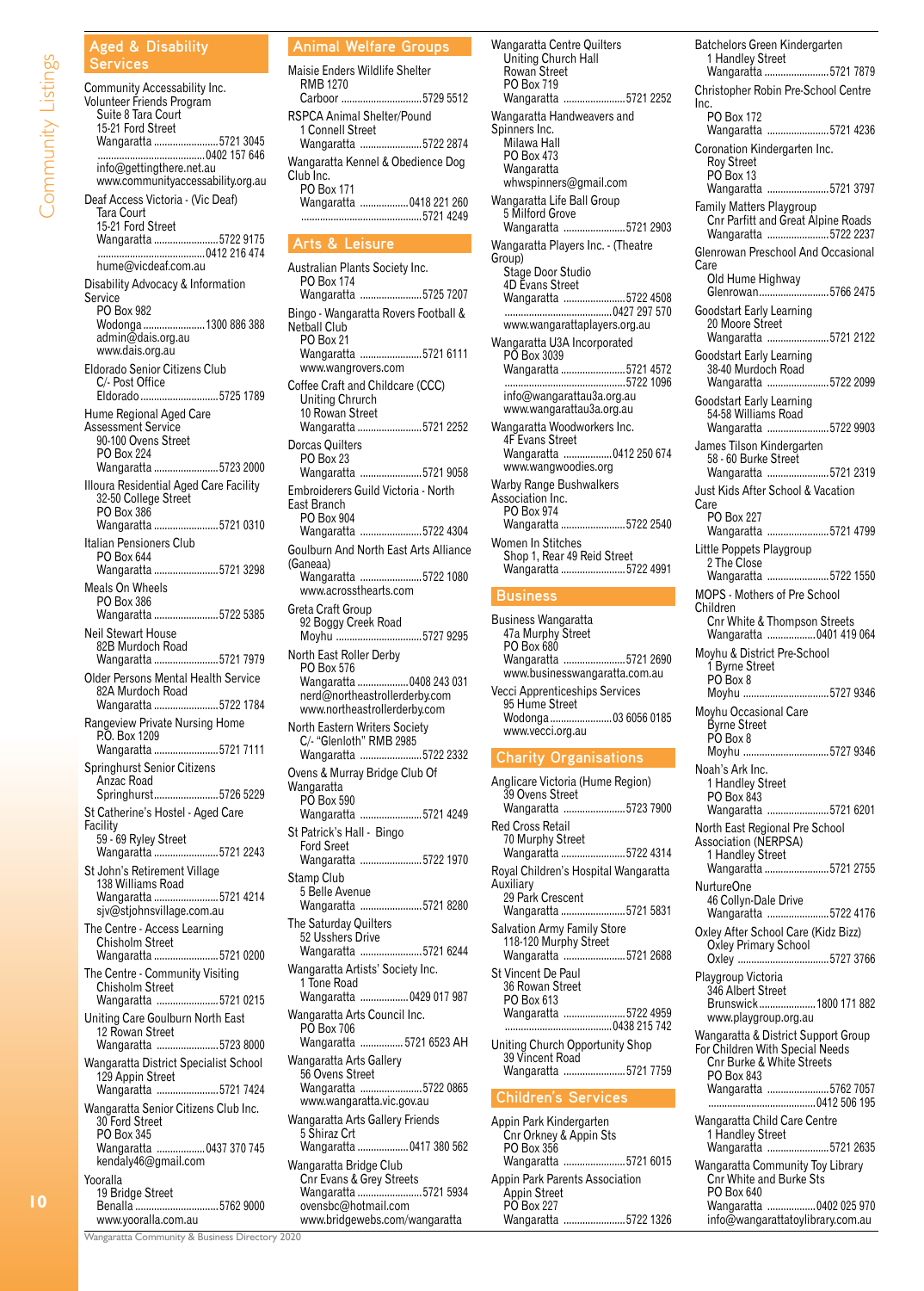## Aged & Disability Services

Community Accessability Inc.
Volunteer Friends Program
Suite 8 Tara Court
15-21 Ford Street
Wangaratta ........................5721 3045
........................................0402 157 646
info@gettingthere.net.au
www.communityaccessability.org.au

Deaf Access Victoria - (Vic Deaf)
Tara Court
15-21 Ford Street
Wangaratta ........................5722 9175
........................................0412 216 474
hume@vicdeaf.com.au

Disability Advocacy & Information Service
PO Box 982
Wodonga .......................1300 886 388
admin@dais.org.au
www.dais.org.au

Eldorado Senior Citizens Club
C/- Post Office
Eldorado ............................5725 1789

Hume Regional Aged Care Assessment Service
90-100 Ovens Street
PO Box 224
Wangaratta ........................5723 2000

Illoura Residential Aged Care Facility
32-50 College Street
PO Box 386
Wangaratta ........................5721 0310

Italian Pensioners Club
PO Box 644
Wangaratta ........................5721 3298

Meals On Wheels
PO Box 386
Wangaratta ........................5722 5385

Neil Stewart House
82B Murdoch Road
Wangaratta ........................5721 7979

Older Persons Mental Health Service
82A Murdoch Road
Wangaratta ........................5722 1784

Rangeview Private Nursing Home
P.O. Box 1209
Wangaratta ........................5721 7111

Springhurst Senior Citizens
Anzac Road
Springhurst........................5726 5229

St Catherine's Hostel - Aged Care Facility
59 - 69 Ryley Street
Wangaratta ........................5721 2243

St John's Retirement Village
138 Williams Road
Wangaratta ........................5721 4214
sjv@stjohnsvillage.com.au

The Centre - Access Learning
Chisholm Street
Wangaratta ........................5721 0200

The Centre - Community Visiting
Chisholm Street
Wangaratta ........................5721 0215

Uniting Care Goulburn North East
12 Rowan Street
Wangaratta ........................5723 8000

Wangaratta District Specialist School
129 Appin Street
Wangaratta ........................5721 7424

Wangaratta Senior Citizens Club Inc.
30 Ford Street
PO Box 345
Wangaratta ..................0437 370 745
kendaly46@gmail.com

Yooralla
19 Bridge Street
Benalla ................................5762 9000
www.yooralla.com.au

## Animal Welfare Groups

Maisie Enders Wildlife Shelter
RMB 1270
Carboor ..............................5729 5512

RSPCA Animal Shelter/Pound
1 Connell Street
Wangaratta ........................5722 2874

Wangaratta Kennel & Obedience Dog Club Inc.
PO Box 171
Wangaratta ..................0418 221 260
........................................5721 4249

## Arts & Leisure

Australian Plants Society Inc.
PO Box 174
Wangaratta ........................5725 7207

Bingo - Wangaratta Rovers Football & Netball Club
PO Box 21
Wangaratta ........................5721 6111
www.wangrovers.com

Coffee Craft and Childcare (CCC)
Uniting Chrurch
10 Rowan Street
Wangaratta ........................5721 2252

Dorcas Quilters
PO Box 23
Wangaratta ........................5721 9058

Embroiderers Guild Victoria - North East Branch
PO Box 904
Wangaratta ........................5722 4304

Goulburn And North East Arts Alliance (Ganeaa)
Wangaratta ........................5722 1080
www.acrossthearts.com

Greta Craft Group
92 Boggy Creek Road
Moyhu ................................5727 9295

North East Roller Derby
PO Box 576
Wangaratta ..................0408 243 031
nerd@northeastrollerderby.com
www.northeastrollerderby.com

North Eastern Writers Society
C/- "Glenloth" RMB 2985
Wangaratta ........................5722 2332

Ovens & Murray Bridge Club Of Wangaratta
PO Box 590
Wangaratta ........................5721 4249

St Patrick's Hall - Bingo
Ford Sreet
Wangaratta ........................5722 1970

Stamp Club
5 Belle Avenue
Wangaratta ........................5721 8280

The Saturday Quilters
52 Usshers Drive
Wangaratta ........................5721 6244

Wangaratta Artists' Society Inc.
1 Tone Road
Wangaratta ..................0429 017 987

Wangaratta Arts Council Inc.
PO Box 706
Wangaratta ................5721 6523 AH

Wangaratta Arts Gallery
56 Ovens Street
Wangaratta ........................5722 0865
www.wangaratta.vic.gov.au

Wangaratta Arts Gallery Friends
5 Shiraz Crt
Wangaratta ..................0417 380 562

Wangaratta Bridge Club
Cnr Evans & Grey Streets
Wangaratta ........................5721 5934
ovensbc@hotmail.com
www.bridgewebs.com/wangaratta

Wangaratta Centre Quilters
Uniting Church Hall
Rowan Street
PO Box 719
Wangaratta ........................5721 2252

Wangaratta Handweavers and Spinners Inc.
Milawa Hall
PO Box 473
Wangaratta
whwspinners@gmail.com

Wangaratta Life Ball Group
5 Milford Grove
Wangaratta ........................5721 2903

Wangaratta Players Inc. - (Theatre Group)
Stage Door Studio
4D Evans Street
Wangaratta ........................5722 4508
........................................0427 297 570
www.wangarattaplayers.org.au

Wangaratta U3A Incorporated
PO Box 3039
Wangaratta ........................5721 4572
........................................5722 1096
info@wangarattau3a.org.au
www.wangarattau3a.org.au

Wangaratta Woodworkers Inc.
4F Evans Street
Wangaratta ..................0412 250 674
www.wangwoodies.org

Warby Range Bushwalkers Association Inc.
PO Box 974
Wangaratta ........................5722 2540

Women In Stitches
Shop 1, Rear 49 Reid Street
Wangaratta ........................5722 4991

## Business

Business Wangaratta
47a Murphy Street
PO Box 680
Wangaratta ........................5721 2690
www.businesswangaratta.com.au

Vecci Apprenticeships Services
95 Hume Street
Wodonga .......................03 6056 0185
www.vecci.org.au

## Charity Organisations

Anglicare Victoria (Hume Region)
39 Ovens Street
Wangaratta ........................5723 7900

Red Cross Retail
70 Murphy Street
Wangaratta ........................5722 4314

Royal Children's Hospital Wangaratta Auxiliary
29 Park Crescent
Wangaratta ........................5721 5831

Salvation Army Family Store
118-120 Murphy Street
Wangaratta ........................5721 2688

St Vincent De Paul
36 Rowan Street
PO Box 613
Wangaratta ........................5722 4959
........................................0438 215 742

Uniting Church Opportunity Shop
39 Vincent Road
Wangaratta ........................5721 7759

## Children's Services

Appin Park Kindergarten
Cnr Orkney & Appin Sts
PO Box 356
Wangaratta ........................5721 6015

Appin Park Parents Association
Appin Street
PO Box 227
Wangaratta ........................5722 1326

Batchelors Green Kindergarten
1 Handley Street
Wangaratta ........................5721 7879

Christopher Robin Pre-School Centre Inc.
PO Box 172
Wangaratta ........................5721 4236

Coronation Kindergarten Inc.
Roy Street
PO Box 13
Wangaratta ........................5721 3797

Family Matters Playgroup
Cnr Parfitt and Great Alpine Roads
Wangaratta ........................5722 2237

Glenrowan Preschool And Occasional Care
Old Hume Highway
Glenrowan..........................5766 2475

Goodstart Early Learning
20 Moore Street
Wangaratta ........................5721 2122

Goodstart Early Learning
38-40 Murdoch Road
Wangaratta ........................5722 2099

Goodstart Early Learning
54-58 Williams Road
Wangaratta ........................5722 9903

James Tilson Kindergarten
58 - 60 Burke Street
Wangaratta ........................5721 2319

Just Kids After School & Vacation Care
PO Box 227
Wangaratta ........................5721 4799

Little Poppets Playgroup
2 The Close
Wangaratta ........................5722 1550

MOPS - Mothers of Pre School Children
Cnr White & Thompson Streets
Wangaratta ..................0401 419 064

Moyhu & District Pre-School
1 Byrne Street
PO Box 8
Moyhu ................................5727 9346

Moyhu Occasional Care
Byrne Street
PO Box 8
Moyhu ................................5727 9346

Noah's Ark Inc.
1 Handley Street
PO Box 843
Wangaratta ........................5721 6201

North East Regional Pre School Association (NERPSA)
1 Handley Street
Wangaratta ........................5721 2755

NurtureOne
46 Collyn-Dale Drive
Wangaratta ........................5722 4176

Oxley After School Care (Kidz Bizz)
Oxley Primary School
Oxley ..................................5727 3766

Playgroup Victoria
346 Albert Street
Brunswick.....................1800 171 882
www.playgroup.org.au

Wangaratta & District Support Group For Children With Special Needs
Cnr Burke & White Streets
PO Box 843
Wangaratta ........................5762 7057
........................................0412 506 195

Wangaratta Child Care Centre
1 Handley Street
Wangaratta ........................5721 2635

Wangaratta Community Toy Library
Cnr White and Burke Sts
PO Box 640
Wangaratta ..................0402 025 970
info@wangarattatoylibrary.com.au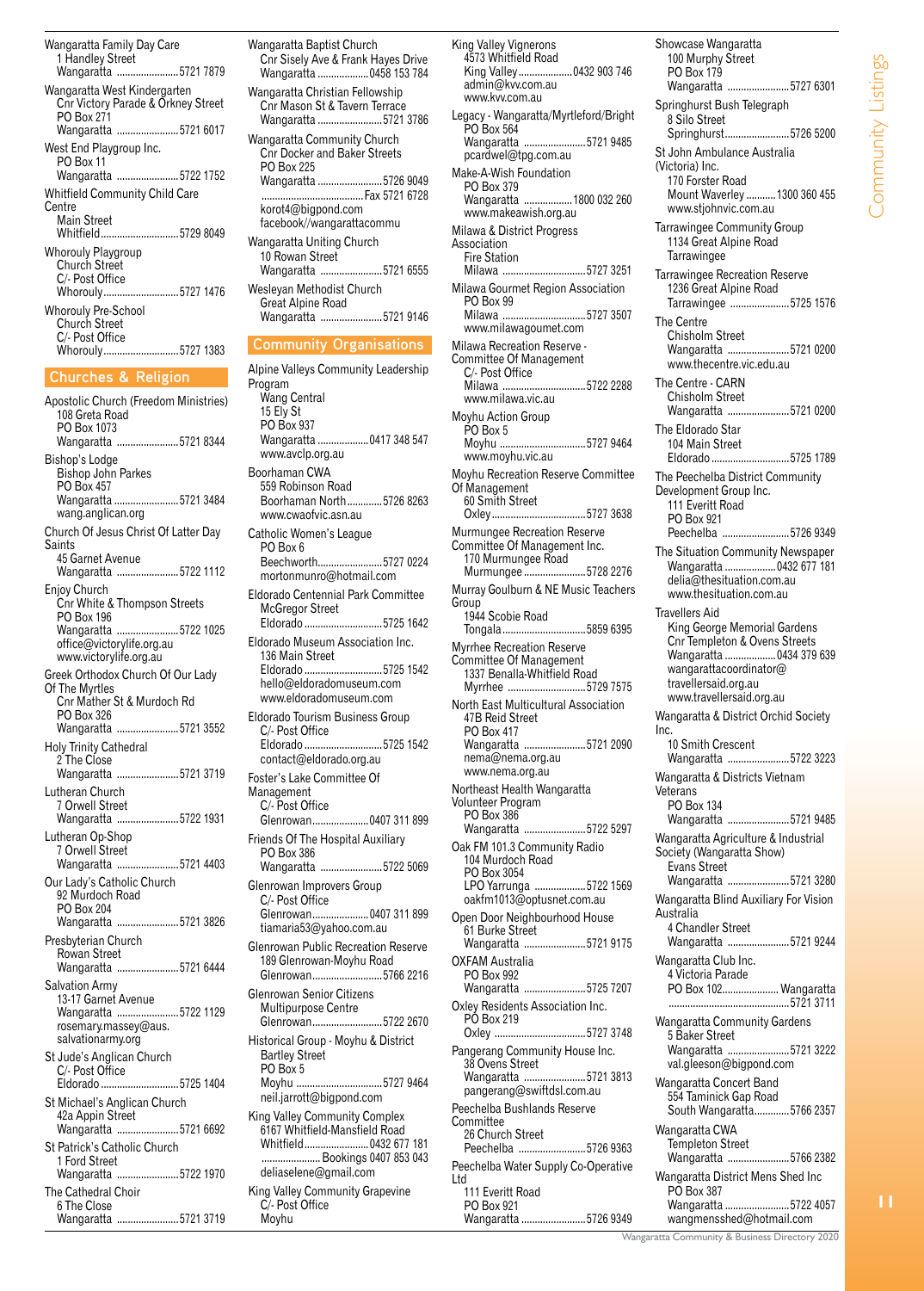Wangaratta Family Day Care
1 Handley Street
Wangaratta ........................5721 7879

Wangaratta West Kindergarten
Cnr Victory Parade & Orkney Street
PO Box 271
Wangaratta ........................5721 6017

West End Playgroup Inc.
PO Box 11
Wangaratta ........................5722 1752

Whitfield Community Child Care Centre
Main Street
Whitfield.............................5729 8049

Whorouly Playgroup
Church Street
C/- Post Office
Whorouly............................5727 1476

Whorouly Pre-School
Church Street
C/- Post Office
Whorouly............................5727 1383

## Churches & Religion

Apostolic Church (Freedom Ministries)
108 Greta Road
PO Box 1073
Wangaratta ........................5721 8344

Bishop's Lodge
Bishop John Parkes
PO Box 457
Wangaratta ........................5721 3484
wang.anglican.org

Church Of Jesus Christ Of Latter Day Saints
45 Garnet Avenue
Wangaratta ........................5722 1112

Enjoy Church
Cnr White & Thompson Streets
PO Box 196
Wangaratta ........................5722 1025
office@victorylife.org.au
www.victorylife.org.au

Greek Orthodox Church Of Our Lady Of The Myrtles
Cnr Mather St & Murdoch Rd
PO Box 326
Wangaratta ........................5721 3552

Holy Trinity Cathedral
2 The Close
Wangaratta ........................5721 3719

Lutheran Church
7 Orwell Street
Wangaratta ........................5722 1931

Lutheran Op-Shop
7 Orwell Street
Wangaratta ........................5721 4403

Our Lady's Catholic Church
92 Murdoch Road
PO Box 204
Wangaratta ........................5721 3826

Presbyterian Church
Rowan Street
Wangaratta ........................5721 6444

Salvation Army
13-17 Garnet Avenue
Wangaratta ........................5722 1129
rosemary.massey@aus.salvationarmy.org

St Jude's Anglican Church
C/- Post Office
Eldorado.............................5725 1404

St Michael's Anglican Church
42a Appin Street
Wangaratta ........................5721 6692

St Patrick's Catholic Church
1 Ford Street
Wangaratta ........................5722 1970

The Cathedral Choir
6 The Close
Wangaratta ........................5721 3719

Wangaratta Baptist Church
Cnr Sisely Ave & Frank Hayes Drive
Wangaratta ...................0458 153 784

Wangaratta Christian Fellowship
Cnr Mason St & Tavern Terrace
Wangaratta ........................5721 3786

Wangaratta Community Church
Cnr Docker and Baker Streets
PO Box 225
Wangaratta ........................5726 9049
........................................Fax 5721 6728
korot4@bigpond.com
facebook//wangarattacommu

Wangaratta Uniting Church
10 Rowan Street
Wangaratta ........................5721 6555

Wesleyan Methodist Church
Great Alpine Road
Wangaratta ........................5721 9146

## Community Organisations

Alpine Valleys Community Leadership Program
Wang Central
15 Ely St
PO Box 937
Wangaratta ...................0417 348 547
www.avclp.org.au

Boorhaman CWA
559 Robinson Road
Boorhaman North.............5726 8263
www.cwaofvic.asn.au

Catholic Women's League
PO Box 6
Beechworth........................5727 0224
mortonmunro@hotmail.com

Eldorado Centennial Park Committee
McGregor Street
Eldorado.............................5725 1642

Eldorado Museum Association Inc.
136 Main Street
Eldorado.............................5725 1542
hello@eldoradomuseum.com
www.eldoradomuseum.com

Eldorado Tourism Business Group
C/- Post Office
Eldorado.............................5725 1542
contact@eldorado.org.au

Foster's Lake Committee Of Management
C/- Post Office
Glenrowan.....................0407 311 899

Friends Of The Hospital Auxiliary
PO Box 386
Wangaratta ........................5722 5069

Glenrowan Improvers Group
C/- Post Office
Glenrowan.....................0407 311 899
tiamaria53@yahoo.com.au

Glenrowan Public Recreation Reserve
189 Glenrowan-Moyhu Road
Glenrowan..........................5766 2216

Glenrowan Senior Citizens
Multipurpose Centre
Glenrowan..........................5722 2670

Historical Group - Moyhu & District
Bartley Street
PO Box 5
Moyhu ................................5727 9464
neil.jarrott@bigpond.com

King Valley Community Complex
6167 Whitfield-Mansfield Road
Whitfield.........................0432 677 181
......................Bookings 0407 853 043
deliaselene@gmail.com

King Valley Community Grapevine
C/- Post Office
Moyhu

King Valley Vignerons
4573 Whitfield Road
King Valley...................0432 903 746
admin@kvv.com.au
www.kvv.com.au

Legacy - Wangaratta/Myrtleford/Bright
PO Box 564
Wangaratta ........................5721 9485
pcardwel@tpg.com.au

Make-A-Wish Foundation
PO Box 379
Wangaratta ..................1800 032 260
www.makeawish.org.au

Milawa & District Progress Association
Fire Station
Milawa ...............................5727 3251

Milawa Gourmet Region Association
PO Box 99
Milawa ...............................5727 3507
www.milawagourmet.com

Milawa Recreation Reserve - Committee Of Management
C/- Post Office
Milawa ...............................5722 2288
www.milawa.vic.au

Moyhu Action Group
PO Box 5
Moyhu ................................5727 9464
www.moyhu.vic.au

Moyhu Recreation Reserve Committee Of Management
60 Smith Street
Oxley...................................5727 3638

Murmungee Recreation Reserve Committee Of Management Inc.
170 Murmungee Road
Murmungee.......................5728 2276

Murray Goulburn & NE Music Teachers Group
1944 Scobie Road
Tongala..............................5859 6395

Myrrhee Recreation Reserve Committee Of Management
1337 Benalla-Whitfield Road
Myrrhee .............................5729 7575

North East Multicultural Association
47B Reid Street
PO Box 417
Wangaratta ........................5721 2090
nema@nema.org.au
www.nema.org.au

Northeast Health Wangaratta Volunteer Program
PO Box 386
Wangaratta ........................5722 5297

Oak FM 101.3 Community Radio
104 Murdoch Road
PO Box 3054
LPO Yarrunga ...................5722 1569
oakfm1013@optusnet.com.au

Open Door Neighbourhood House
61 Burke Street
Wangaratta ........................5721 9175

OXFAM Australia
PO Box 992
Wangaratta ........................5725 7207

Oxley Residents Association Inc.
PO Box 219
Oxley ..................................5727 3748

Pangerang Community House Inc.
38 Ovens Street
Wangaratta ........................5721 3813
pangerang@swiftdsl.com.au

Peechelba Bushlands Reserve Committee
26 Church Street
Peechelba .........................5726 9363

Peechelba Water Supply Co-Operative Ltd
111 Everitt Road
PO Box 921
Wangaratta ........................5726 9349

Showcase Wangaratta
100 Murphy Street
PO Box 179
Wangaratta ........................5727 6301

Springhurst Bush Telegraph
8 Silo Street
Springhurst.........................5726 5200

St John Ambulance Australia (Victoria) Inc.
170 Forster Road
Mount Waverley ...........1300 360 455
www.stjohnvic.com.au

Tarrawingee Community Group
1134 Great Alpine Road
Tarrawingee

Tarrawingee Recreation Reserve
1236 Great Alpine Road
Tarrawingee .......................5725 1576

The Centre
Chisholm Street
Wangaratta ........................5721 0200
www.thecentre.vic.edu.au

The Centre - CARN
Chisholm Street
Wangaratta ........................5721 0200

The Eldorado Star
104 Main Street
Eldorado.............................5725 1789

The Peechelba District Community Development Group Inc.
111 Everitt Road
PO Box 921
Peechelba .........................5726 9349

The Situation Community Newspaper
Wangaratta ...................0432 677 181
delia@thesituation.com.au
www.thesituation.com.au

Travellers Aid
King George Memorial Gardens
Cnr Templeton & Ovens Streets
Wangaratta ...................0434 379 639
wangarattacoordinator@travellersaid.org.au
www.travellersaid.org.au

Wangaratta & District Orchid Society Inc.
10 Smith Crescent
Wangaratta ........................5722 3223

Wangaratta & Districts Vietnam Veterans
PO Box 134
Wangaratta ........................5721 9485

Wangaratta Agriculture & Industrial Society (Wangaratta Show)
Evans Street
Wangaratta ........................5721 3280

Wangaratta Blind Auxiliary For Vision Australia
4 Chandler Street
Wangaratta ........................5721 9244

Wangaratta Club Inc.
4 Victoria Parade
PO Box 102..................... Wangaratta
..............................................5721 3711

Wangaratta Community Gardens
5 Baker Street
Wangaratta ........................5721 3222
val.gleeson@bigpond.com

Wangaratta Concert Band
554 Taminick Gap Road
South Wangaratta.............5766 2357

Wangaratta CWA
Templeton Street
Wangaratta ........................5766 2382

Wangaratta District Mens Shed Inc
PO Box 387
Wangaratta ........................5722 4057
wangmensshed@hotmail.com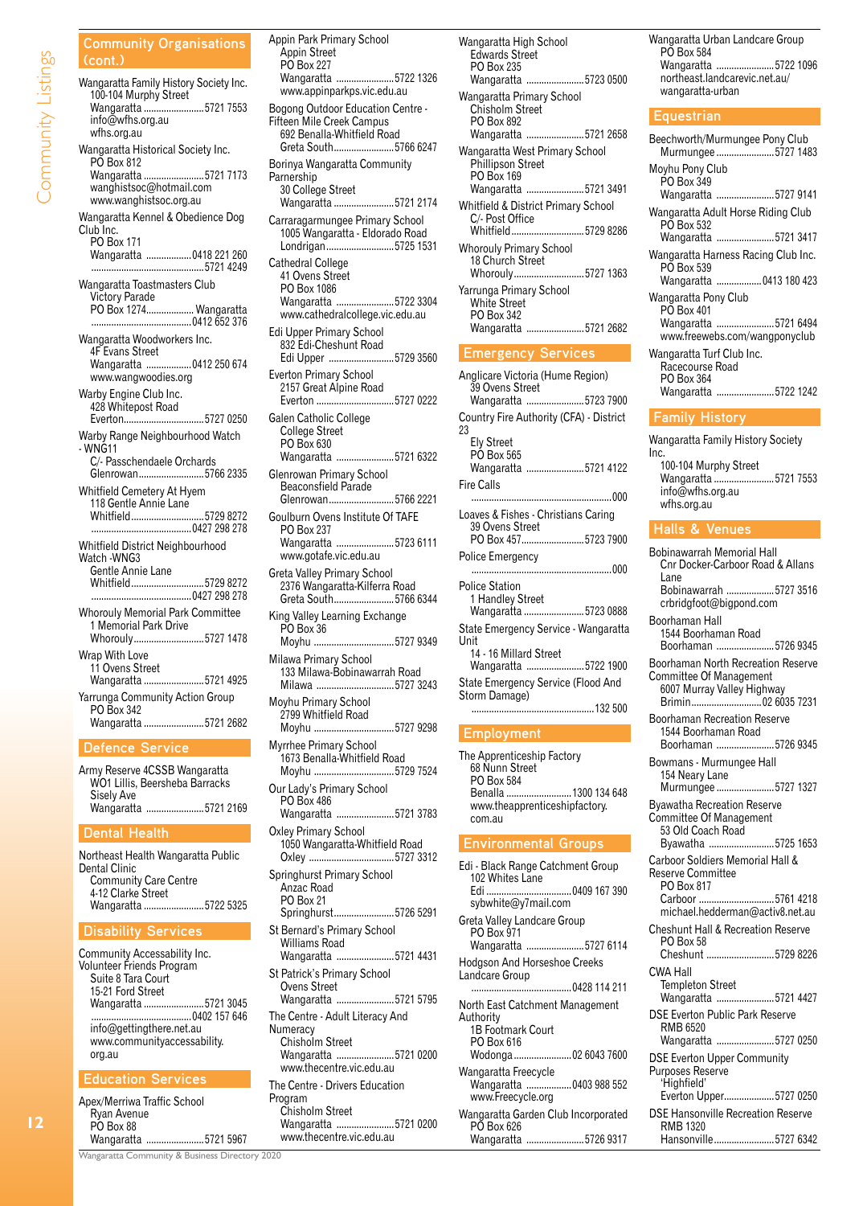## Community Organisations (cont.)

Wangaratta Family History Society Inc.
100-104 Murphy Street
Wangaratta ........................5721 7553
info@wfhs.org.au
wfhs.org.au

Wangaratta Historical Society Inc.
PO Box 812
Wangaratta ........................5721 7173
wanghistsoc@hotmail.com
www.wanghistsoc.org.au

Wangaratta Kennel & Obedience Dog Club Inc.
PO Box 171
Wangaratta .................0418 221 260
..............................................5721 4249

Wangaratta Toastmasters Club
Victory Parade
PO Box 1274.................. Wangaratta
........................................0412 652 376

Wangaratta Woodworkers Inc.
4F Evans Street
Wangaratta .................0412 250 674
www.wangwoodies.org

Warby Engine Club Inc.
428 Whitepost Road
Everton................................5727 0250

Warby Range Neighbourhood Watch - WNG11
C/- Passchendaele Orchards
Glenrowan..........................5766 2335

Whitfield Cemetery At Hyem
118 Gentle Annie Lane
Whitfield............................5729 8272
........................................0427 298 278

Whitfield District Neighbourhood Watch -WNG3
Gentle Annie Lane
Whitfield............................5729 8272
........................................0427 298 278

Whoroly Memorial Park Committee
1 Memorial Park Drive
Whoroly.............................5727 1478

Wrap With Love
11 Ovens Street
Wangaratta ........................5721 4925

Yarrunga Community Action Group
PO Box 342
Wangaratta ........................5721 2682

## Defence Service

Army Reserve 4CSSB Wangaratta
WO1 Lillis, Beersheba Barracks
Sisely Ave
Wangaratta ........................5721 2169

## Dental Health

Northeast Health Wangaratta Public Dental Clinic
Community Care Centre
4-12 Clarke Street
Wangaratta ........................5722 5325

## Disability Services

Community Accessability Inc. Volunteer Friends Program
Suite 8 Tara Court
15-21 Ford Street
Wangaratta ........................5721 3045
........................................0402 157 646
info@gettingthere.net.au
www.communityaccessability.org.au

## Education Services

Apex/Merriwa Traffic School
Ryan Avenue
PO Box 88
Wangaratta ........................5721 5967

Appin Park Primary School
Appin Street
PO Box 227
Wangaratta ........................5722 1326
www.appinparkps.vic.edu.au

Bogong Outdoor Education Centre - Fifteen Mile Creek Campus
692 Benalla-Whitfield Road
Greta South........................5766 6247

Borinya Wangaratta Community Parnership
30 College Street
Wangaratta ........................5721 2174

Carraragarmungee Primary School
1005 Wangaratta - Eldorado Road
Londrigan...........................5725 1531

Cathedral College
41 Ovens Street
PO Box 1086
Wangaratta ........................5722 3304
www.cathedralcollege.vic.edu.au

Edi Upper Primary School
832 Edi-Cheshunt Road
Edi Upper ..........................5729 3560

Everton Primary School
2157 Great Alpine Road
Everton ..............................5727 0222

Galen Catholic College
College Street
PO Box 630
Wangaratta ........................5721 6322

Glenrowan Primary School
Beaconsfield Parade
Glenrowan..........................5766 2221

Goulburn Ovens Institute Of TAFE
PO Box 237
Wangaratta ........................5723 6111
www.gotafe.vic.edu.au

Greta Valley Primary School
2376 Wangaratta-Kilferra Road
Greta South........................5766 6344

King Valley Learning Exchange
PO Box 36
Moyhu ................................5727 9349

Milawa Primary School
133 Milawa-Bobinawarrah Road
Milawa ...............................5727 3243

Moyhu Primary School
2799 Whitfield Road
Moyhu ................................5727 9298

Myrrhee Primary School
1673 Benalla-Whitfield Road
Moyhu ................................5729 7524

Our Lady's Primary School
PO Box 486
Wangaratta ........................5721 3783

Oxley Primary School
1050 Wangaratta-Whitfield Road
Oxley ..................................5727 3312

Springhurst Primary School
Anzac Road
PO Box 21
Springhurst.........................5726 5291

St Bernard's Primary School
Williams Road
Wangaratta ........................5721 4431

St Patrick's Primary School
Ovens Street
Wangaratta ........................5721 5795

The Centre - Adult Literacy And Numeracy
Chisholm Street
Wangaratta ........................5721 0200
www.thecentre.vic.edu.au

The Centre - Drivers Education Program
Chisholm Street
Wangaratta ........................5721 0200
www.thecentre.vic.edu.au

Wangaratta High School
Edwards Street
PO Box 235
Wangaratta ........................5723 0500

Wangaratta Primary School
Chisholm Street
PO Box 892
Wangaratta ........................5721 2658

Wangaratta West Primary School
Phillipson Street
PO Box 169
Wangaratta ........................5721 3491

Whitfield & District Primary School
C/- Post Office
Whitfield.............................5729 8286

Whorouly Primary School
18 Church Street
Whorouly............................5727 1363

Yarrunga Primary School
White Street
PO Box 342
Wangaratta ........................5721 2682

## Emergency Services

Anglicare Victoria (Hume Region)
39 Ovens Street
Wangaratta ........................5723 7900

Country Fire Authority (CFA) - District 23
Ely Street
PO Box 565
Wangaratta ........................5721 4122

Fire Calls
..................................................000

Loaves & Fishes - Christians Caring
39 Ovens Street
PO Box 457..........................5723 7900

Police Emergency
..................................................000

Police Station
1 Handley Street
Wangaratta ........................5723 0888

State Emergency Service - Wangaratta Unit
14 - 16 Millard Street
Wangaratta ........................5722 1900

State Emergency Service (Flood And Storm Damage)
..............................................132 500

## Employment

The Apprenticeship Factory
68 Nunn Street
PO Box 584
Benalla ........................1300 134 648
www.theapprenticeshipfactory.com.au

## Environmental Groups

Edi - Black Range Catchment Group
102 Whites Lane
Edi ...............................0409 167 390
sybwhite@y7mail.com

Greta Valley Landcare Group
PO Box 971
Wangaratta ........................5727 6114

Hodgson And Horseshoe Creeks Landcare Group
........................................0428 114 211

North East Catchment Management Authority
1B Footmark Court
PO Box 616
Wodonga.........................02 6043 7600

Wangaratta Freecycle
Wangaratta .................0403 988 552
www.Freecycle.org

Wangaratta Garden Club Incorporated
PO Box 626
Wangaratta ........................5726 9317

Wangaratta Urban Landcare Group
PO Box 584
Wangaratta ........................5722 1096
northeast.landcarevic.net.au/wangaratta-urban

## Equestrian

Beechworth/Murmungee Pony Club
Murmungee ........................5727 1483

Moyhu Pony Club
PO Box 349
Wangaratta ........................5727 9141

Wangaratta Adult Horse Riding Club
PO Box 532
Wangaratta ........................5721 3417

Wangaratta Harness Racing Club Inc.
PO Box 539
Wangaratta ..................0413 180 423

Wangaratta Pony Club
PO Box 401
Wangaratta ........................5721 6494
www.freewebs.com/wangponyclub

Wangaratta Turf Club Inc.
Racecourse Road
PO Box 364
Wangaratta ........................5722 1242

## Family History

Wangaratta Family History Society Inc.
100-104 Murphy Street
Wangaratta ........................5721 7553
info@wfhs.org.au
wfhs.org.au

## Halls & Venues

Bobinawarrah Memorial Hall
Cnr Docker-Carboor Road & Allans Lane
Bobinawarrah ....................5727 3516
crbridgfoot@bigpond.com

Boorhaman Hall
1544 Boorhaman Road
Boorhaman ........................5726 9345

Boorhaman North Recreation Reserve Committee Of Management
6007 Murray Valley Highway
Brimin............................02 6035 7231

Boorhaman Recreation Reserve
1544 Boorhaman Road
Boorhaman ........................5726 9345

Bowmans - Murmungee Hall
154 Neary Lane
Murmungee ........................5727 1327

Byawatha Recreation Reserve Committee Of Management
53 Old Coach Road
Byawatha ...........................5725 1653

Carboor Soldiers Memorial Hall & Reserve Committee
PO Box 817
Carboor ..............................5761 4218
michael.hedderman@activ8.net.au

Cheshunt Hall & Recreation Reserve
PO Box 58
Cheshunt ............................5729 8226

CWA Hall
Templeton Street
Wangaratta ........................5721 4427

DSE Everton Public Park Reserve
RMB 6520
Wangaratta ........................5727 0250

DSE Everton Upper Community Purposes Reserve
'Highfield'
Everton Upper....................5727 0250

DSE Hansonville Recreation Reserve
RMB 1320
Hansonville.........................5727 6342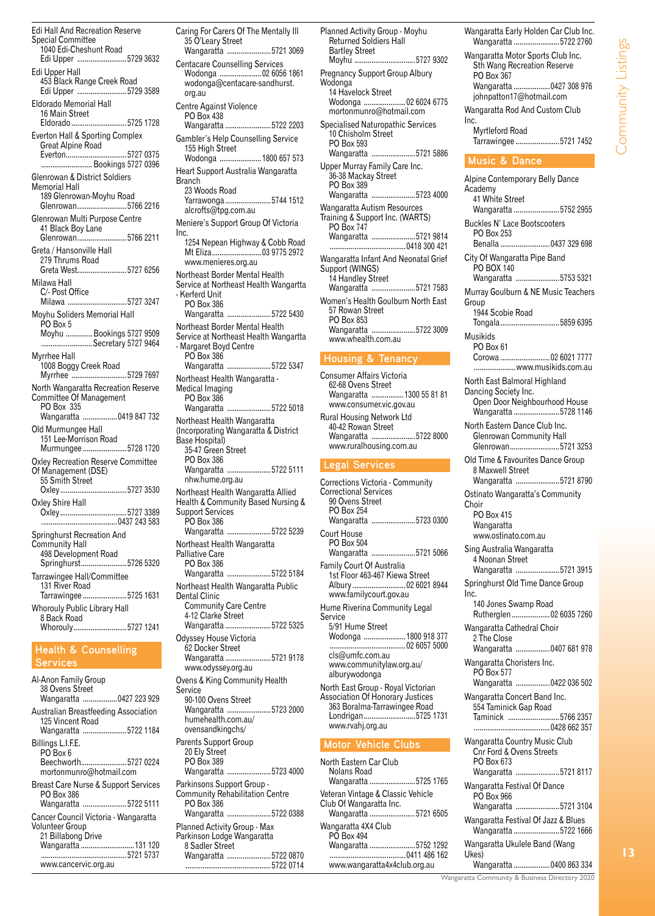Edi Hall And Recreation Reserve Special Committee
1040 Edi-Cheshunt Road
Edi Upper ........................... 5729 3632

Edi Upper Hall
453 Black Range Creek Road
Edi Upper ........................... 5729 3589

Eldorado Memorial Hall
16 Main Street
Eldorado ............................ 5725 1728

Everton Hall & Sporting Complex
Great Alpine Road
Everton ............................. 5727 0375
........................... Bookings 5727 0396

Glenrowan & District Soldiers Memorial Hall
189 Glenrowan-Moyhu Road
Glenrowan ........................... 5766 2216

Glenrowan Multi Purpose Centre
41 Black Boy Lane
Glenrowan ........................... 5766 2211

Greta / Hansonville Hall
279 Thrums Road
Greta West .......................... 5727 6256

Milawa Hall
C/- Post Office
Milawa .............................. 5727 3247

Moyhu Soliders Memorial Hall
PO Box 5
Moyhu ............. Bookings 5727 9509
........................... Secretary 5727 9464

Myrrhee Hall
1008 Boggy Creek Road
Myrrhee ............................. 5729 7697

North Wangaratta Recreation Reserve Committee Of Management
PO Box 335
Wangaratta .................. 0419 847 732

Old Murmungee Hall
151 Lee-Morrison Road
Murmungee ........................... 5728 1720

Oxley Recreation Reserve Committee Of Management (DSE)
55 Smith Street
Oxley ............................... 5727 3530

Oxley Shire Hall
Oxley ............................... 5727 3389
........................................ 0437 243 583

Springhurst Recreation And Community Hall
498 Development Road
Springhurst ......................... 5726 5320

Tarrawingee Hall/Committee
131 River Road
Tarrawingee ......................... 5725 1631

Whorouly Public Library Hall
8 Back Road
Whorouly ............................ 5727 1241

## Health & Counselling Services

Al-Anon Family Group
38 Ovens Street
Wangaratta .................. 0427 223 929

Australian Breastfeeding Association
125 Vincent Road
Wangaratta .......................... 5722 1184

Billings L.I.F.E.
PO Box 6
Beechworth .......................... 5727 0224
mortonmunro@hotmail.com

Breast Care Nurse & Support Services
PO Box 386
Wangaratta .......................... 5722 5111

Cancer Council Victoria - Wangaratta Volunteer Group
21 Billabong Drive
Wangaratta ............................ 131 120
............................................ 5721 5737
www.cancervic.org.au

Caring For Carers Of The Mentally Ill
35 O'Leary Street
Wangaratta .......................... 5721 3069

Centacare Counselling Services
Wodonga ..................... 02 6056 1861
wodonga@centacare-sandhurst.org.au

Centre Against Violence
PO Box 438
Wangaratta .......................... 5722 2203

Gambler's Help Counselling Service
155 High Street
Wodonga ..................... 1800 657 573

Heart Support Australia Wangaratta Branch
23 Woods Road
Yarrawonga .......................... 5744 1512
alcrofts@tpg.com.au

Meniere's Support Group Of Victoria Inc.
1254 Nepean Highway & Cobb Road
Mt Eliza ...................... 03 9775 2972
www.menieres.org.au

Northeast Border Mental Health Service at Northeast Health Wangartta - Kerferd Unit
PO Box 386
Wangaratta .......................... 5722 5430

Northeast Border Mental Health Service at Northeast Health Wangartta - Margaret Boyd Centre
PO Box 386
Wangaratta .......................... 5722 5347

Northeast Health Wangaratta - Medical Imaging
PO Box 386
Wangaratta .......................... 5722 5018

Northeast Health Wangaratta (Incorporating Wangaratta & District Base Hospital)
35-47 Green Street
PO Box 386
Wangaratta .......................... 5722 5111
nhw.hume.org.au

Northeast Health Wangaratta Allied Health & Community Based Nursing & Support Services
PO Box 386
Wangaratta .......................... 5722 5239

Northeast Health Wangaratta Palliative Care
PO Box 386
Wangaratta .......................... 5722 5184

Northeast Health Wangaratta Public Dental Clinic
Community Care Centre
4-12 Clarke Street
Wangaratta .......................... 5722 5325

Odyssey House Victoria
62 Docker Street
Wangaratta .......................... 5721 9178
www.odyssey.org.au

Ovens & King Community Health Service
90-100 Ovens Street
Wangaratta .......................... 5723 2000
humehealth.com.au/ovensandkingchs/

Parents Support Group
20 Ely Street
PO Box 389
Wangaratta .......................... 5723 4000

Parkinsons Support Group - Community Rehabilitation Centre
PO Box 386
Wangaratta .......................... 5722 0388

Planned Activity Group - Max Parkinson Lodge Wangaratta
8 Sadler Street
Wangaratta .......................... 5722 0870
............................................ 5722 0714

Planned Activity Group - Moyhu Returned Soldiers Hall
Bartley Street
Moyhu ............................... 5727 9302

Pregnancy Support Group Albury Wodonga
14 Havelock Street
Wodonga ..................... 02 6024 6775
mortonmunro@hotmail.com

Specialised Naturopathic Services
10 Chisholm Street
PO Box 593
Wangaratta .......................... 5721 5886

Upper Murray Family Care Inc.
36-38 Mackay Street
PO Box 389
Wangaratta .......................... 5723 4000

Wangaratta Autism Resources Training & Support Inc. (WARTS)
PO Box 747
Wangaratta .......................... 5721 9814
........................................ 0418 300 421

Wangaratta Infant And Neonatal Grief Support (WINGS)
14 Handley Street
Wangaratta .......................... 5721 7583

Women's Health Goulburn North East
57 Rowan Street
PO Box 853
Wangaratta .......................... 5722 3009
www.whealth.com.au

## Housing & Tenancy

Consumer Affairs Victoria
62-68 Ovens Street
Wangaratta ................. 1300 55 81 81
www.consumer.vic.gov.au

Rural Housing Network Ltd
40-42 Rowan Street
Wangaratta .......................... 5722 8000
www.ruralhousing.com.au

## Legal Services

Corrections Victoria - Community Correctional Services
90 Ovens Street
PO Box 254
Wangaratta .......................... 5723 0300

Court House
PO Box 504
Wangaratta .......................... 5721 5066

Family Court Of Australia
1st Floor 463-467 Kiewa Street
Albury ....................... 02 6021 8944
www.familycourt.gov.au

Hume Riverina Community Legal Service
5/91 Hume Street
Wodonga ..................... 1800 918 377
........................................ 02 6057 5000
cls@umfc.com.au
www.communitylaw.org.au/alburywodonga

North East Group - Royal Victorian Association Of Honorary Justices
363 Boralma-Tarrawingee Road
Londrigan ........................... 5725 1731
www.rvahj.org.au

## Motor Vehicle Clubs

North Eastern Car Club
Nolans Road
Wangaratta .......................... 5725 1765

Veteran Vintage & Classic Vehicle Club Of Wangaratta Inc.
Wangaratta .......................... 5721 6505

Wangaratta 4X4 Club
PO Box 494
Wangaratta .......................... 5752 1292
........................................ 0411 486 162
www.wangaratta4x4club.org.au

Wangaratta Early Holden Car Club Inc.
Wangaratta .......................... 5722 2760

Wangaratta Motor Sports Club Inc.
Sth Wang Recreation Reserve
PO Box 367
Wangaratta .................. 0427 308 976
johnpatton17@hotmail.com

Wangaratta Rod And Custom Club Inc.
Myrtleford Road
Tarrawingee ......................... 5721 7452

## Music & Dance

Alpine Contemporary Belly Dance Academy
41 White Street
Wangaratta .......................... 5752 2955

Buckles N' Lace Bootscooters
PO Box 253
Benalla ..................... 0437 329 698

City Of Wangaratta Pipe Band
PO BOX 140
Wangaratta .......................... 5753 5321

Murray Goulburn & NE Music Teachers Group
1944 Scobie Road
Tongala ............................. 5859 6395

Musikids
PO Box 61
Corowa ...................... 02 6021 7777
...................... www.musikids.com.au

North East Balmoral Highland Dancing Society Inc.
Open Door Neighbourhood House
Wangaratta .......................... 5728 1146

North Eastern Dance Club Inc.
Glenrowan Community Hall
Glenrowan ........................... 5721 3253

Old Time & Favourites Dance Group
8 Maxwell Street
Wangaratta .......................... 5721 8790

Ostinato Wangaratta's Community Choir
PO Box 415
Wangaratta
www.ostinato.com.au

Sing Australia Wangaratta
4 Noonan Street
Wangaratta .......................... 5721 3915

Springhurst Old Time Dance Group Inc.
140 Jones Swamp Road
Rutherglen .................. 02 6035 7260

Wangaratta Cathedral Choir
2 The Close
Wangaratta .................. 0407 681 978

Wangaratta Choristers Inc.
PO Box 577
Wangaratta .................. 0422 036 502

Wangaratta Concert Band Inc.
554 Taminick Gap Road
Taminick ............................ 5766 2357
........................................ 0428 662 357

Wangaratta Country Music Club
Cnr Ford & Ovens Streets
PO Box 673
Wangaratta .......................... 5721 8117

Wangaratta Festival Of Dance
PO Box 966
Wangaratta .......................... 5721 3104

Wangaratta Festival Of Jazz & Blues
Wangaratta .......................... 5722 1666

Wangaratta Ukulele Band (Wang Ukes)
Wangaratta .................. 0400 863 334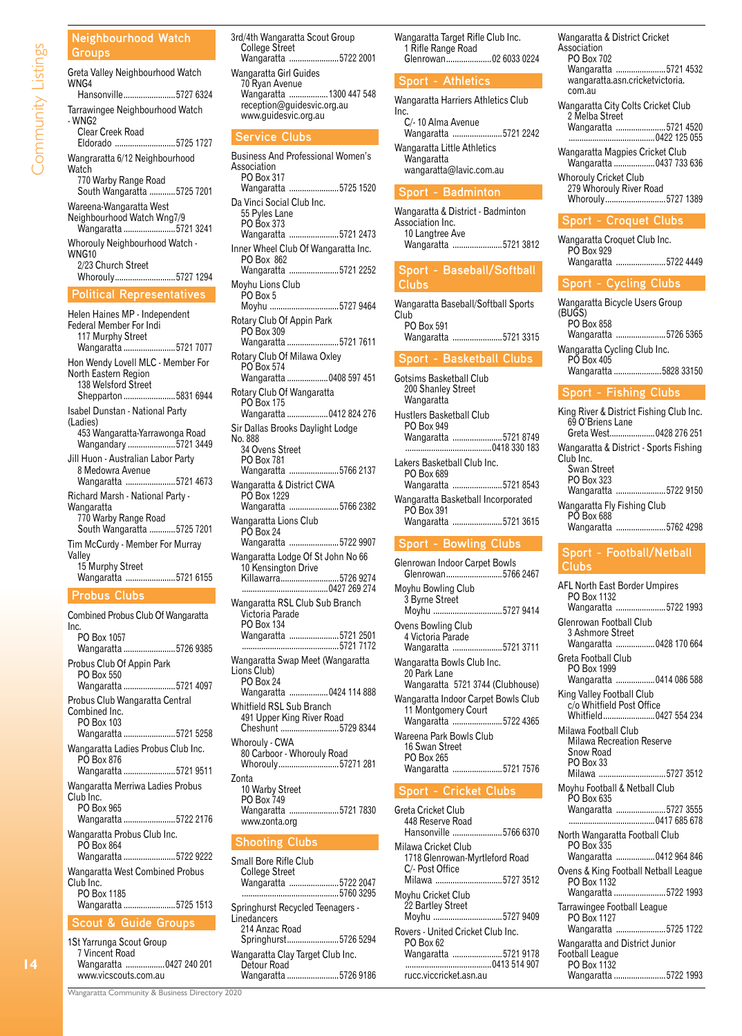## Neighbourhood Watch Groups

Greta Valley Neighbourhood Watch WNG4
Hansonville ........................ 5727 6324

Tarrawingee Neighbourhood Watch - WNG2
Clear Creek Road
Eldorado ............................ 5725 1727

Wangraratta 6/12 Neighbourhood Watch
770 Warby Range Road
South Wangaratta ............ 5725 7201

Wareena-Wangaratta West Neighbourhood Watch Wng7/9
Wangaratta ........................ 5721 3241

Whorouly Neighbourhood Watch - WNG10
2/23 Church Street
Whorouly............................ 5727 1294

## Political Representatives

Helen Haines MP - Independent Federal Member For Indi
117 Murphy Street
Wangaratta ........................ 5721 7077

Hon Wendy Lovell MLC - Member For North Eastern Region
138 Welsford Street
Shepparton ........................ 5831 6944

Isabel Dunstan - National Party (Ladies)
453 Wangaratta-Yarrawonga Road
Wangandary ...................... 5721 3449

Jill Huon - Australian Labor Party
8 Medowra Avenue
Wangaratta ........................ 5721 4673

Richard Marsh - National Party - Wangaratta
770 Warby Range Road
South Wangaratta ............ 5725 7201

Tim McCurdy - Member For Murray Valley
15 Murphy Street
Wangaratta ........................ 5721 6155

## Probus Clubs

Combined Probus Club Of Wangaratta Inc.
PO Box 1057
Wangaratta ........................ 5726 9385

Probus Club Of Appin Park
PO Box 550
Wangaratta ........................ 5721 4097

Probus Club Wangaratta Central Combined Inc.
PO Box 103
Wangaratta ........................ 5721 5258

Wangaratta Ladies Probus Club Inc.
PO Box 876
Wangaratta ........................ 5721 9511

Wangaratta Merriwa Ladies Probus Club Inc.
PO Box 965
Wangaratta ........................ 5722 2176

Wangaratta Probus Club Inc.
PO Box 864
Wangaratta ........................ 5722 9222

Wangaratta West Combined Probus Club Inc.
PO Box 1185
Wangaratta ........................ 5725 1513

## Scout & Guide Groups

1St Yarrunga Scout Group
7 Vincent Road
Wangaratta .................. 0427 240 201
www.vicscouts.com.au

3rd/4th Wangaratta Scout Group
College Street
Wangaratta ........................ 5722 2001

Wangaratta Girl Guides
70 Ryan Avenue
Wangaratta .................. 1300 447 548
reception@guidesvic.org.au
www.guidesvic.org.au

## Service Clubs

Business And Professional Women's Association
PO Box 317
Wangaratta ........................ 5725 1520

Da Vinci Social Club Inc.
55 Pyles Lane
PO Box 373
Wangaratta ........................ 5721 2473

Inner Wheel Club Of Wangaratta Inc.
PO Box 862
Wangaratta ........................ 5721 2252

Moyhu Lions Club
PO Box 5
Moyhu ................................ 5727 9464

Rotary Club Of Appin Park
PO Box 309
Wangaratta ........................ 5721 7611

Rotary Club Of Milawa Oxley
PO Box 574
Wangaratta .................. 0408 597 451

Rotary Club Of Wangaratta
PO Box 175
Wangaratta .................. 0412 824 276

Sir Dallas Brooks Daylight Lodge No. 888
34 Ovens Street
PO Box 781
Wangaratta ........................ 5766 2137

Wangaratta & District CWA
PO Box 1229
Wangaratta ........................ 5766 2382

Wangaratta Lions Club
PO Box 24
Wangaratta ........................ 5722 9907

Wangaratta Lodge Of St John No 66
10 Kensington Drive
Killawarra............................ 5726 9274
........................................ 0427 269 274

Wangaratta RSL Club Sub Branch
Victoria Parade
PO Box 134
Wangaratta ........................ 5721 2501
................................................ 5721 7172

Wangaratta Swap Meet (Wangaratta Lions Club)
PO Box 24
Wangaratta .................. 0424 114 888

Whitfield RSL Sub Branch
491 Upper King River Road
Cheshunt ............................ 5729 8344

Whorouly - CWA
80 Carboor - Whorouly Road
Whorouly............................ 57271 281

Zonta
10 Warby Street
PO Box 749
Wangaratta ........................ 5721 7830
www.zonta.org

## Shooting Clubs

Small Bore Rifle Club
College Street
Wangaratta ........................ 5722 2047
................................................ 5760 3295

Springhurst Recycled Teenagers - Linedancers
214 Anzac Road
Springhurst........................ 5726 5294

Wangaratta Clay Target Club Inc.
Detour Road
Wangaratta ........................ 5726 9186

Wangaratta Target Rifle Club Inc.
1 Rifle Range Road
Glenrowan...................... 02 6033 0224

## Sport - Athletics

Wangaratta Harriers Athletics Club Inc.
C/- 10 Alma Avenue
Wangaratta ........................ 5721 2242

Wangaratta Little Athletics
Wangaratta
wangaratta@lavic.com.au

## Sport - Badminton

Wangaratta & District - Badminton Association Inc.
10 Langtree Ave
Wangaratta ........................ 5721 3812

## Sport - Baseball/Softball Clubs

Wangaratta Baseball/Softball Sports Club
PO Box 591
Wangaratta ........................ 5721 3315

## Sport - Basketball Clubs

Gotsims Basketball Club
200 Shanley Street
Wangaratta

Hustlers Basketball Club
PO Box 949
Wangaratta ........................ 5721 8749
........................................ 0418 330 183

Lakers Basketball Club Inc.
PO Box 689
Wangaratta ........................ 5721 8543

Wangaratta Basketball Incorporated
PO Box 391
Wangaratta ........................ 5721 3615

## Sport - Bowling Clubs

Glenrowan Indoor Carpet Bowls
Glenrowan.......................... 5766 2467

Moyhu Bowling Club
3 Byrne Street
Moyhu ................................ 5727 9414

Ovens Bowling Club
4 Victoria Parade
Wangaratta ........................ 5721 3711

Wangaratta Bowls Club Inc.
20 Park Lane
Wangaratta 5721 3744 (Clubhouse)

Wangaratta Indoor Carpet Bowls Club
11 Montgomery Court
Wangaratta ........................ 5722 4365

Wareena Park Bowls Club
16 Swan Street
PO Box 265
Wangaratta ........................ 5721 7576

## Sport - Cricket Clubs

Greta Cricket Club
448 Reserve Road
Hansonville ........................ 5766 6370

Milawa Cricket Club
1718 Glenrowan-Myrtleford Road
C/- Post Office
Milawa ................................ 5727 3512

Moyhu Cricket Club
22 Bartley Street
Moyhu ................................ 5727 9409

Rovers - United Cricket Club Inc.
PO Box 62
Wangaratta ........................ 5721 9178
........................................ 0413 514 907
rucc.viccricket.asn.au

Wangaratta & District Cricket Association
PO Box 702
Wangaratta ........................ 5721 4532
wangaratta.asn.cricketvictoria.com.au

Wangaratta City Colts Cricket Club
2 Melba Street
Wangaratta ........................ 5721 4520
........................................ 0422 125 055

Wangaratta Magpies Cricket Club
Wangaratta .................. 0437 733 636

Whorouly Cricket Club
279 Whorouly River Road
Whorouly............................ 5727 1389

## Sport - Croquet Clubs

Wangaratta Croquet Club Inc.
PO Box 929
Wangaratta ........................ 5722 4449

## Sport - Cycling Clubs

Wangaratta Bicycle Users Group (BUGS)
PO Box 858
Wangaratta ........................ 5726 5365

Wangaratta Cycling Club Inc.
PO Box 405
Wangaratta ...................... 5828 33150

## Sport - Fishing Clubs

King River & District Fishing Club Inc.
69 O'Briens Lane
Greta West...................... 0428 276 251

Wangaratta & District - Sports Fishing Club Inc.
Swan Street
PO Box 323
Wangaratta ........................ 5722 9150

Wangaratta Fly Fishing Club
PO Box 688
Wangaratta ........................ 5762 4298

## Sport - Football/Netball Clubs

AFL North East Border Umpires
PO Box 1132
Wangaratta ........................ 5722 1993

Glenrowan Football Club
3 Ashmore Street
Wangaratta .................. 0428 170 664

Greta Football Club
PO Box 1999
Wangaratta .................. 0414 086 588

King Valley Football Club
c/o Whitfield Post Office
Whitfield........................ 0427 554 234

Milawa Football Club
Milawa Recreation Reserve
Snow Road
PO Box 33
Milawa ................................ 5727 3512

Moyhu Football & Netball Club
PO Box 635
Wangaratta ........................ 5727 3555
........................................ 0417 685 678

North Wangaratta Football Club
PO Box 335
Wangaratta .................. 0412 964 846

Ovens & King Football Netball League
PO Box 1132
Wangaratta ........................ 5722 1993

Tarrawingee Football League
PO Box 1127
Wangaratta ........................ 5725 1722

Wangaratta and District Junior Football League
PO Box 1132
Wangaratta ........................ 5722 1993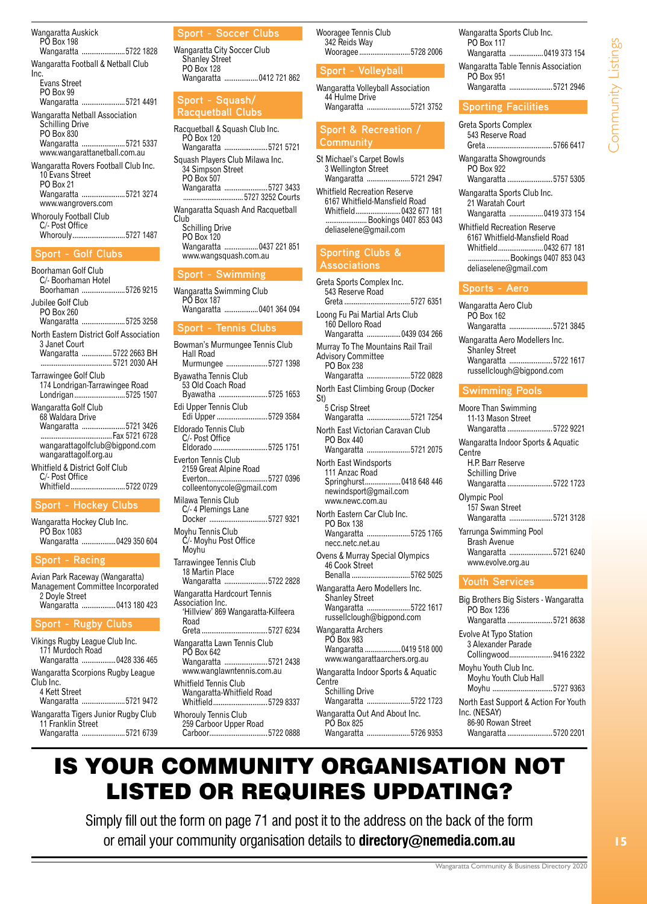Wangaratta Auskick
PO Box 198
Wangaratta ........................5722 1828

Wangaratta Football & Netball Club Inc.
Evans Street
PO Box 99
Wangaratta ........................5721 4491

Wangaratta Netball Association
Schilling Drive
PO Box 830
Wangaratta ........................5721 5337
www.wangarattanetball.com.au

Wangaratta Rovers Football Club Inc.
10 Evans Street
PO Box 21
Wangaratta ........................5721 3274
www.wangrovers.com

Whorouly Football Club
C/- Post Office
Whorouly.............................5727 1487

## Sport - Golf Clubs

Boorhaman Golf Club
C/- Boorhaman Hotel
Boorhaman ........................5726 9215

Jubilee Golf Club
PO Box 260
Wangaratta ........................5725 3258

North Eastern District Golf Association
3 Janet Court
Wangaratta ................5722 2663 BH
.......................................5721 2030 AH

Tarrawingee Golf Club
174 Londrigan-Tarrawingee Road
Londrigan............................5725 1507

Wangaratta Golf Club
68 Waldara Drive
Wangaratta ........................5721 3426
.......................................Fax 5721 6728
wangarattagolfclub@bigpond.com
wangarattagolf.org.au

Whitfield & District Golf Club
C/- Post Office
Whitfield.............................5722 0729

## Sport - Hockey Clubs

Wangaratta Hockey Club Inc.
PO Box 1083
Wangaratta ..................0429 350 604

## Sport - Racing

Avian Park Raceway (Wangaratta) Management Committee Incorporated
2 Doyle Street
Wangaratta ..................0413 180 423

## Sport - Rugby Clubs

Vikings Rugby League Club Inc.
171 Murdoch Road
Wangaratta ..................0428 336 465

Wangaratta Scorpions Rugby League Club Inc.
4 Kett Street
Wangaratta ........................5721 9472

Wangaratta Tigers Junior Rugby Club
11 Franklin Street
Wangaratta ........................5721 6739

## Sport - Soccer Clubs

Wangaratta City Soccer Club
Shanley Street
PO Box 128
Wangaratta ..................0412 721 862

## Sport - Squash/ Racquetball Clubs

Racquetball & Squash Club Inc.
PO Box 120
Wangaratta ........................5721 5721

Squash Players Club Milawa Inc.
34 Simpson Street
PO Box 507
Wangaratta ........................5727 3433
.................................5727 3252 Courts

Wangaratta Squash And Racquetball Club
Schilling Drive
PO Box 120
Wangaratta ..................0437 221 851
www.wangsquash.com.au

## Sport - Swimming

Wangaratta Swimming Club
PO Box 187
Wangaratta ..................0401 364 094

## Sport - Tennis Clubs

Bowman's Murmungee Tennis Club
Hall Road
Murmungee ......................5727 1398

Byawatha Tennis Club
53 Old Coach Road
Byawatha ..........................5725 1653

Edi Upper Tennis Club
Edi Upper ...........................5729 3584

Eldorado Tennis Club
C/- Post Office
Eldorado.............................5725 1751

Everton Tennis Club
2159 Great Alpine Road
Everton...............................5727 0396
colleentoncycle@gmail.com

Milawa Tennis Club
C/- 4 Plemings Lane
Docker ...............................5727 9321

Moyhu Tennis Club
C/- Moyhu Post Office
Moyhu

Tarrawingee Tennis Club
18 Martin Place
Wangaratta ........................5722 2828

Wangaratta Hardcourt Tennis Association Inc.
'Hillview' 869 Wangaratta-Kilfeera Road
Greta ..................................5727 6234

Wangaratta Lawn Tennis Club
PO Box 642
Wangaratta ........................5721 2438
www.wanglawntennis.com.au

Whitfield Tennis Club
Wangaratta-Whitfield Road
Whitfield.............................5729 8337

Whorouly Tennis Club
259 Carboor Upper Road
Carboor...............................5722 0888

Wooragee Tennis Club
342 Reids Way
Wooragee ...........................5728 2006

## Sport - Volleyball

Wangaratta Volleyball Association
44 Hulme Drive
Wangaratta ........................5721 3752

## Sport & Recreation / Community

St Michael's Carpet Bowls
3 Wellington Street
Wangaratta ........................5721 2947

Whitfield Recreation Reserve
6167 Whitfield-Mansfield Road
Whitfield........................0432 677 181
......................Bookings 0407 853 043
deliaselene@gmail.com

## Sporting Clubs & Associations

Greta Sports Complex Inc.
543 Reserve Road
Greta ..................................5727 6351

Loong Fu Pai Martial Arts Club
160 Delloro Road
Wangaratta ..................0439 034 266

Murray To The Mountains Rail Trail Advisory Committee
PO Box 238
Wangaratta ........................5722 0828

North East Climbing Group (Docker St)
5 Crisp Street
Wangaratta ........................5721 7254

North East Victorian Caravan Club
PO Box 440
Wangaratta ........................5721 2075

North East Windsports
111 Anzac Road
Springhurst...................0418 648 446
newindsport@gmail.com
www.newc.com.au

North Eastern Car Club Inc.
PO Box 138
Wangaratta ........................5725 1765
necc.netc.net.au

Ovens & Murray Special Olympics
46 Cook Street
Benalla ...............................5762 5025

Wangaratta Aero Modellers Inc.
Shanley Street
Wangaratta ........................5722 1617
russellclough@bigpond.com

Wangaratta Archers
PO Box 983
Wangaratta ...................0419 518 000
www.wangarattaarchers.org.au

Wangaratta Indoor Sports & Aquatic Centre
Schilling Drive
Wangaratta ........................5722 1723

Wangaratta Out And About Inc.
PO Box 825
Wangaratta ........................5726 9353

Wangaratta Sports Club Inc.
PO Box 117
Wangaratta ..................0419 373 154

Wangaratta Table Tennis Association
PO Box 951
Wangaratta ........................5721 2946

## Sporting Facilities

Greta Sports Complex
543 Reserve Road
Greta ..................................5766 6417

Wangaratta Showgrounds
PO Box 922
Wangaratta ........................5757 5305

Wangaratta Sports Club Inc.
21 Waratah Court
Wangaratta ..................0419 373 154

Whitfield Recreation Reserve
6167 Whitfield-Mansfield Road
Whitfield........................0432 677 181
......................Bookings 0407 853 043
deliaselene@gmail.com

## Sports - Aero

Wangaratta Aero Club
PO Box 162
Wangaratta ........................5721 3845

Wangaratta Aero Modellers Inc.
Shanley Street
Wangaratta ........................5722 1617
russellclough@bigpond.com

## Swimming Pools

Moore Than Swimming
11-13 Mason Street
Wangaratta ........................5722 9221

Wangaratta Indoor Sports & Aquatic Centre
H.P. Barr Reserve
Schilling Drive
Wangaratta ........................5722 1723

Olympic Pool
157 Swan Street
Wangaratta ........................5721 3128

Yarrunga Swimming Pool
Brash Avenue
Wangaratta ........................5721 6240
www.evolve.org.au

## Youth Services

Big Brothers Big Sisters - Wangaratta
PO Box 1236
Wangaratta ........................5721 8638

Evolve At Typo Station
3 Alexander Parade
Collingwood.......................9416 2322

Moyhu Youth Club Inc.
Moyhu Youth Club Hall
Moyhu ................................5727 9363

North East Support & Action For Youth Inc. (NESAY)
86-90 Rowan Street
Wangaratta ........................5720 2201

# IS YOUR COMMUNITY ORGANISATION NOT LISTED OR REQUIRES UPDATING?

Simply fill out the form on page 71 and post it to the address on the back of the form or email your community organisation details to **directory@nemedia.com.au**